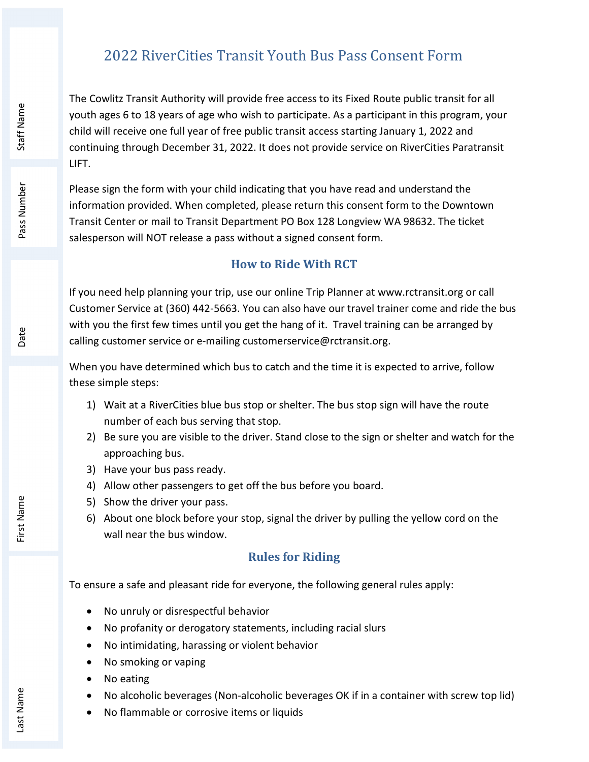# 2022 RiverCities Transit Youth Bus Pass Consent Form

The Cowlitz Transit Authority will provide free access to its Fixed Route public transit for all youth ages 6 to 18 years of age who wish to participate. As a participant in this program, your child will receive one full year of free public transit access starting January 1, 2022 and continuing through December 31, 2022. It does not provide service on RiverCities Paratransit LIFT.

Please sign the form with your child indicating that you have read and understand the information provided. When completed, please return this consent form to the Downtown Transit Center or mail to Transit Department PO Box 128 Longview WA 98632. The ticket salesperson will NOT release a pass without a signed consent form.

## How to Ride With RCT

If you need help planning your trip, use our online Trip Planner at www.rctransit.org or call Customer Service at (360) 442-5663. You can also have our travel trainer come and ride the bus with you the first few times until you get the hang of it. Travel training can be arranged by calling customer service or e-mailing customerservice@rctransit.org.

When you have determined which bus to catch and the time it is expected to arrive, follow these simple steps:

1) Wait at a RiverCities blue bus stop or shelter. The bus stop sign will have the route number of each bus serving that stop.
2) Be sure you are visible to the driver. Stand close to the sign or shelter and watch for the approaching bus.
3) Have your bus pass ready.
4) Allow other passengers to get off the bus before you board.
5) Show the driver your pass.
6) About one block before your stop, signal the driver by pulling the yellow cord on the wall near the bus window.

## Rules for Riding

To ensure a safe and pleasant ride for everyone, the following general rules apply:

- No unruly or disrespectful behavior
- No profanity or derogatory statements, including racial slurs
- No intimidating, harassing or violent behavior
- No smoking or vaping
- No eating
- No alcoholic beverages (Non-alcoholic beverages OK if in a container with screw top lid)
- No flammable or corrosive items or liquids

Staff Name

Pass Number

Date

First Name

Last Name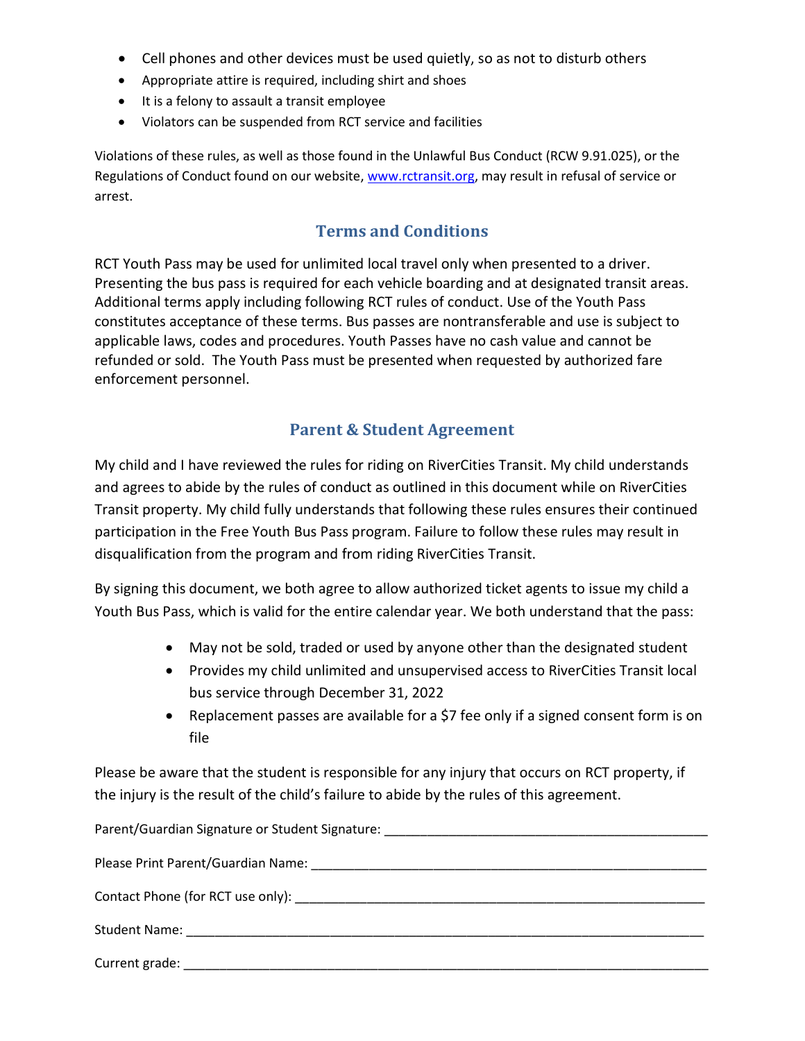- Cell phones and other devices must be used quietly, so as not to disturb others
- Appropriate attire is required, including shirt and shoes
- It is a felony to assault a transit employee
- Violators can be suspended from RCT service and facilities

Violations of these rules, as well as those found in the Unlawful Bus Conduct (RCW 9.91.025), or the Regulations of Conduct found on our website, www.rctransit.org, may result in refusal of service or arrest.

## Terms and Conditions

RCT Youth Pass may be used for unlimited local travel only when presented to a driver. Presenting the bus pass is required for each vehicle boarding and at designated transit areas. Additional terms apply including following RCT rules of conduct. Use of the Youth Pass constitutes acceptance of these terms. Bus passes are nontransferable and use is subject to applicable laws, codes and procedures. Youth Passes have no cash value and cannot be refunded or sold. The Youth Pass must be presented when requested by authorized fare enforcement personnel.

## Parent & Student Agreement

My child and I have reviewed the rules for riding on RiverCities Transit. My child understands and agrees to abide by the rules of conduct as outlined in this document while on RiverCities Transit property. My child fully understands that following these rules ensures their continued participation in the Free Youth Bus Pass program. Failure to follow these rules may result in disqualification from the program and from riding RiverCities Transit.

By signing this document, we both agree to allow authorized ticket agents to issue my child a Youth Bus Pass, which is valid for the entire calendar year. We both understand that the pass:

- May not be sold, traded or used by anyone other than the designated student
- Provides my child unlimited and unsupervised access to RiverCities Transit local bus service through December 31, 2022
- Replacement passes are available for a $7 fee only if a signed consent form is on file

Please be aware that the student is responsible for any injury that occurs on RCT property, if the injury is the result of the child's failure to abide by the rules of this agreement.

Parent/Guardian Signature or Student Signature: ____________________________________________

Please Print Parent/Guardian Name: _______________________________________________________

Contact Phone (for RCT use only): ________________________________________________________

Student Name: _______________________________________________________________________

Current grade: _______________________________________________________________________